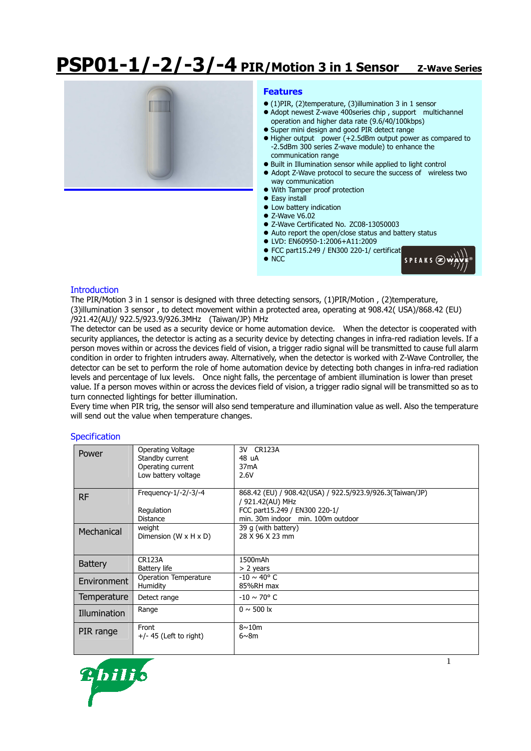# PSP01-1/-2/-3/-4 PIR/Motion 3 in 1 Sensor Z-Wave Series

## Features

- (1)PIR, (2)temperature, (3)illumination 3 in 1 sensor
- Adopt newest Z-wave 400series chip , support multichannel operation and higher data rate (9.6/40/100kbps)
- Super mini design and good PIR detect range
- Higher output power (+2.5dBm output power as compared to -2.5dBm 300 series Z-wave module) to enhance the communication range
- Built in Illumination sensor while applied to light control
- Adopt Z-Wave protocol to secure the success of wireless two way communication
- With Tamper proof protection
- Easy install
- Low battery indication
- Z-Wave V6.02
- Z-Wave Certificated No. ZC08-13050003
- Auto report the open/close status and battery status
- LVD: EN60950-1:2006+A11:2009
- FCC part15.249 / EN300 220-1/ certificat
- NCC

## Introduction

The PIR/Motion 3 in 1 sensor is designed with three detecting sensors, (1)PIR/Motion , (2)temperature, (3)illumination 3 sensor , to detect movement within a protected area, operating at 908.42( USA)/868.42 (EU) /921.42(AU)/ 922.5/923.9/926.3MHz (Taiwan/JP) MHz

The detector can be used as a security device or home automation device. When the detector is cooperated with security appliances, the detector is acting as a security device by detecting changes in infra-red radiation levels. If a person moves within or across the devices field of vision, a trigger radio signal will be transmitted to cause full alarm condition in order to frighten intruders away. Alternatively, when the detector is worked with Z-Wave Controller, the detector can be set to perform the role of home automation device by detecting both changes in infra-red radiation levels and percentage of lux levels. Once night falls, the percentage of ambient illumination is lower than preset value. If a person moves within or across the devices field of vision, a trigger radio signal will be transmitted so as to turn connected lightings for better illumination.

Every time when PIR trig, the sensor will also send temperature and illumination value as well. Also the temperature will send out the value when temperature changes.

## Specification

| | | |
|---|---|---|
| Power | Operating Voltage<br>Standby current<br>Operating current<br>Low battery voltage | 3V CR123A<br>48 uA<br>37mA<br>2.6V |
| RF | Frequency-1/-2/-3/-4<br><br>Regulation<br>Distance | 868.42 (EU) / 908.42(USA) / 922.5/923.9/926.3(Taiwan/JP) / 921.42(AU) MHz<br>FCC part15.249 / EN300 220-1/<br>min. 30m indoor min. 100m outdoor |
| Mechanical | weight<br>Dimension (W x H x D) | 39 g (with battery)<br>28 X 96 X 23 mm |
| Battery | CR123A<br>Battery life | 1500mAh<br>> 2 years |
| Environment | Operation Temperature<br>Humidity | -10 ~ 40° C<br>85%RH max |
| Temperature | Detect range | -10 ~ 70° C |
| Illumination | Range | 0 ~ 500 lx |
| PIR range | Front<br>+/- 45 (Left to right) | 8~10m<br>6~8m |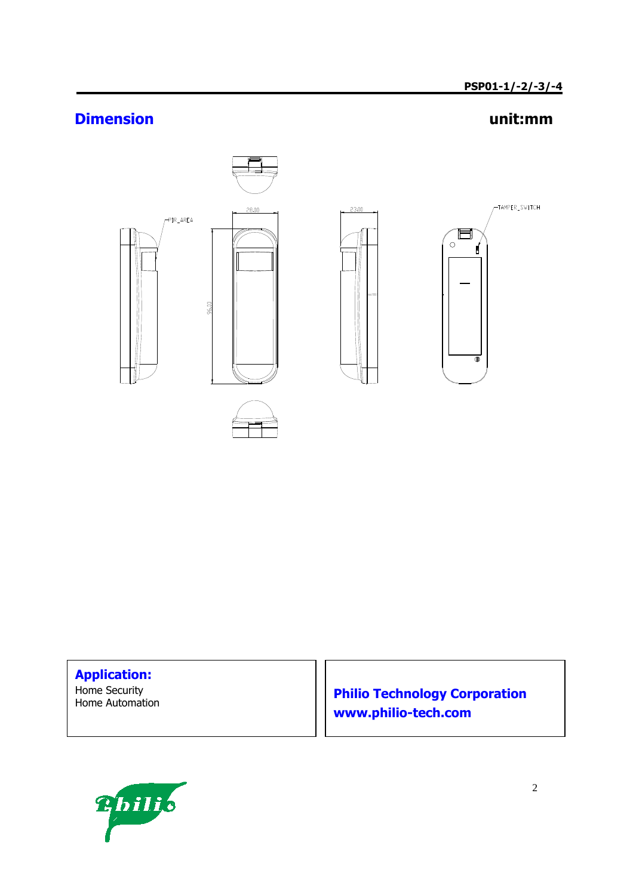## Dimension

**unit:mm**

PIR_AREA

28.00

23.00

96.00

TAMPER_SWITCH

**Application:**

Home Security
Home Automation

**Philio Technology Corporation**
**www.philio-tech.com**